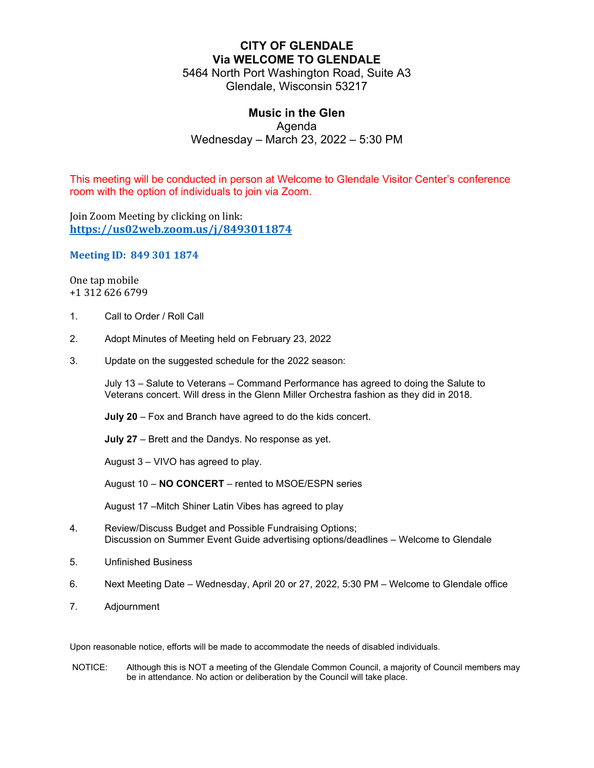# CITY OF GLENDALE
## Via WELCOME TO GLENDALE

5464 North Port Washington Road, Suite A3
Glendale, Wisconsin 53217

## Music in the Glen

Agenda
Wednesday – March 23, 2022 – 5:30 PM

This meeting will be conducted in person at Welcome to Glendale Visitor Center's conference room with the option of individuals to join via Zoom.

Join Zoom Meeting by clicking on link:
**https://us02web.zoom.us/j/8493011874**

**Meeting ID: 849 301 1874**

One tap mobile
+1 312 626 6799

1. Call to Order / Roll Call

2. Adopt Minutes of Meeting held on February 23, 2022

3. Update on the suggested schedule for the 2022 season:

   July 13 – Salute to Veterans – Command Performance has agreed to doing the Salute to Veterans concert. Will dress in the Glenn Miller Orchestra fashion as they did in 2018.

   **July 20** – Fox and Branch have agreed to do the kids concert.

   **July 27** – Brett and the Dandys. No response as yet.

   August 3 – VIVO has agreed to play.

   August 10 – **NO CONCERT** – rented to MSOE/ESPN series

   August 17 –Mitch Shiner Latin Vibes has agreed to play

4. Review/Discuss Budget and Possible Fundraising Options;
   Discussion on Summer Event Guide advertising options/deadlines – Welcome to Glendale

5. Unfinished Business

6. Next Meeting Date – Wednesday, April 20 or 27, 2022, 5:30 PM – Welcome to Glendale office

7. Adjournment

Upon reasonable notice, efforts will be made to accommodate the needs of disabled individuals.

NOTICE: Although this is NOT a meeting of the Glendale Common Council, a majority of Council members may be in attendance. No action or deliberation by the Council will take place.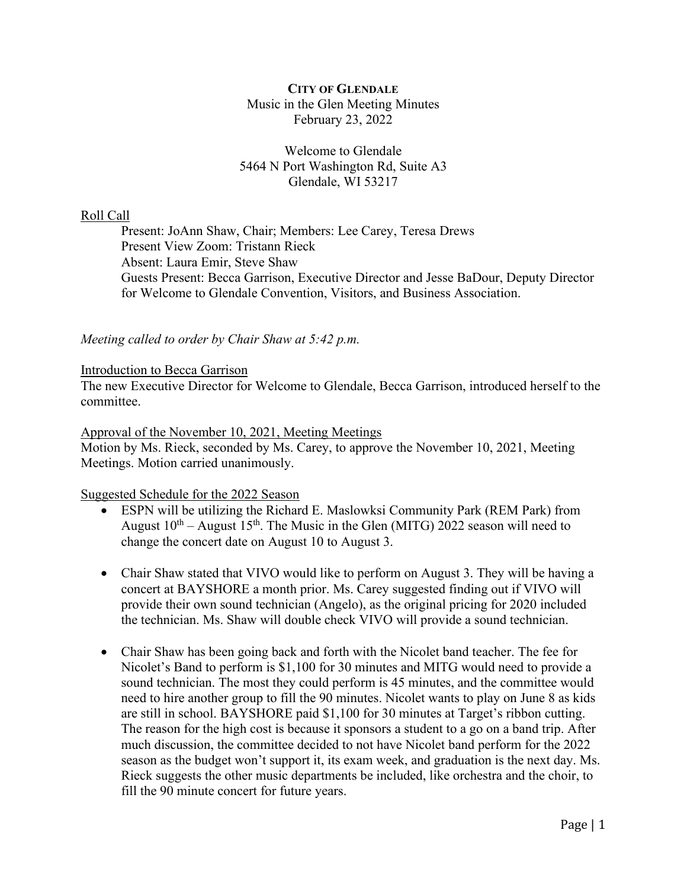**CITY OF GLENDALE**
Music in the Glen Meeting Minutes
February 23, 2022

Welcome to Glendale
5464 N Port Washington Rd, Suite A3
Glendale, WI 53217

Roll Call

Present: JoAnn Shaw, Chair; Members: Lee Carey, Teresa Drews
Present View Zoom: Tristann Rieck
Absent: Laura Emir, Steve Shaw
Guests Present: Becca Garrison, Executive Director and Jesse BaDour, Deputy Director for Welcome to Glendale Convention, Visitors, and Business Association.

*Meeting called to order by Chair Shaw at 5:42 p.m.*

Introduction to Becca Garrison

The new Executive Director for Welcome to Glendale, Becca Garrison, introduced herself to the committee.

Approval of the November 10, 2021, Meeting Meetings

Motion by Ms. Rieck, seconded by Ms. Carey, to approve the November 10, 2021, Meeting Meetings. Motion carried unanimously.

Suggested Schedule for the 2022 Season

- ESPN will be utilizing the Richard E. Maslowksi Community Park (REM Park) from August 10th – August 15th. The Music in the Glen (MITG) 2022 season will need to change the concert date on August 10 to August 3.

- Chair Shaw stated that VIVO would like to perform on August 3. They will be having a concert at BAYSHORE a month prior. Ms. Carey suggested finding out if VIVO will provide their own sound technician (Angelo), as the original pricing for 2020 included the technician. Ms. Shaw will double check VIVO will provide a sound technician.

- Chair Shaw has been going back and forth with the Nicolet band teacher. The fee for Nicolet's Band to perform is $1,100 for 30 minutes and MITG would need to provide a sound technician. The most they could perform is 45 minutes, and the committee would need to hire another group to fill the 90 minutes. Nicolet wants to play on June 8 as kids are still in school. BAYSHORE paid $1,100 for 30 minutes at Target's ribbon cutting. The reason for the high cost is because it sponsors a student to a go on a band trip. After much discussion, the committee decided to not have Nicolet band perform for the 2022 season as the budget won't support it, its exam week, and graduation is the next day. Ms. Rieck suggests the other music departments be included, like orchestra and the choir, to fill the 90 minute concert for future years.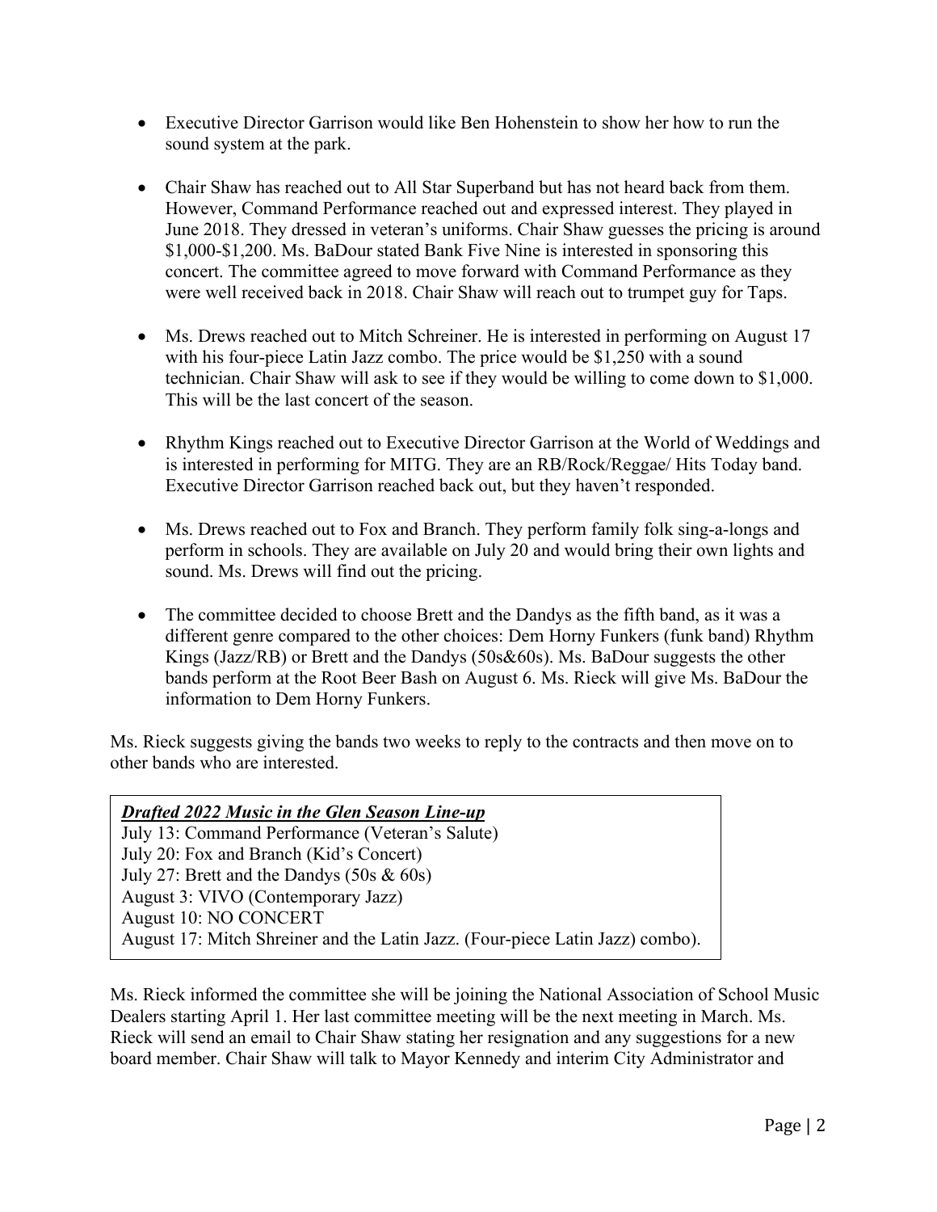- Executive Director Garrison would like Ben Hohenstein to show her how to run the sound system at the park.

- Chair Shaw has reached out to All Star Superband but has not heard back from them. However, Command Performance reached out and expressed interest. They played in June 2018. They dressed in veteran's uniforms. Chair Shaw guesses the pricing is around $1,000-$1,200. Ms. BaDour stated Bank Five Nine is interested in sponsoring this concert. The committee agreed to move forward with Command Performance as they were well received back in 2018. Chair Shaw will reach out to trumpet guy for Taps.

- Ms. Drews reached out to Mitch Schreiner. He is interested in performing on August 17 with his four-piece Latin Jazz combo. The price would be $1,250 with a sound technician. Chair Shaw will ask to see if they would be willing to come down to $1,000. This will be the last concert of the season.

- Rhythm Kings reached out to Executive Director Garrison at the World of Weddings and is interested in performing for MITG. They are an RB/Rock/Reggae/ Hits Today band. Executive Director Garrison reached back out, but they haven't responded.

- Ms. Drews reached out to Fox and Branch. They perform family folk sing-a-longs and perform in schools. They are available on July 20 and would bring their own lights and sound. Ms. Drews will find out the pricing.

- The committee decided to choose Brett and the Dandys as the fifth band, as it was a different genre compared to the other choices: Dem Horny Funkers (funk band) Rhythm Kings (Jazz/RB) or Brett and the Dandys (50s&60s). Ms. BaDour suggests the other bands perform at the Root Beer Bash on August 6. Ms. Rieck will give Ms. BaDour the information to Dem Horny Funkers.

Ms. Rieck suggests giving the bands two weeks to reply to the contracts and then move on to other bands who are interested.

***Drafted 2022 Music in the Glen Season Line-up***
July 13: Command Performance (Veteran's Salute)
July 20: Fox and Branch (Kid's Concert)
July 27: Brett and the Dandys (50s & 60s)
August 3: VIVO (Contemporary Jazz)
August 10: NO CONCERT
August 17: Mitch Shreiner and the Latin Jazz. (Four-piece Latin Jazz) combo).

Ms. Rieck informed the committee she will be joining the National Association of School Music Dealers starting April 1. Her last committee meeting will be the next meeting in March. Ms. Rieck will send an email to Chair Shaw stating her resignation and any suggestions for a new board member. Chair Shaw will talk to Mayor Kennedy and interim City Administrator and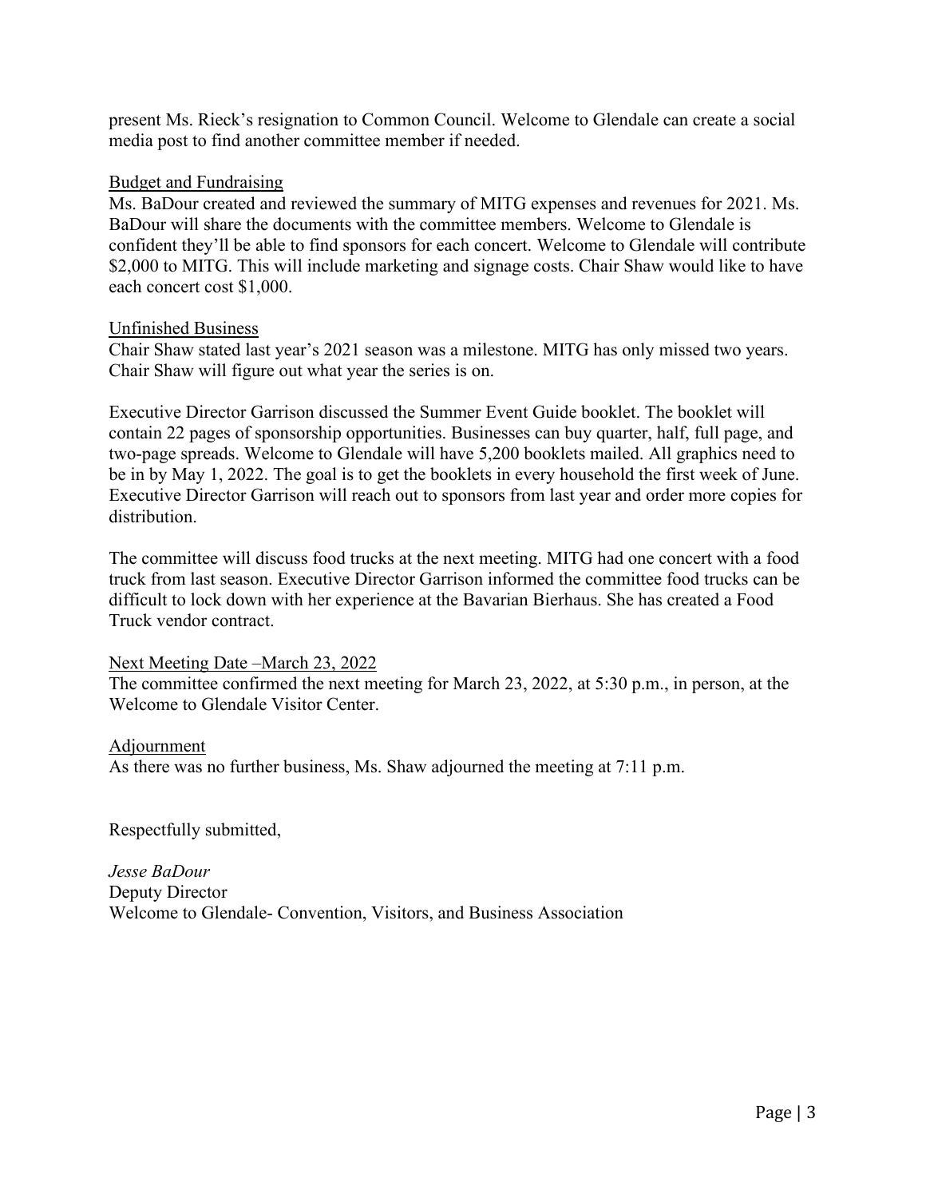present Ms. Rieck's resignation to Common Council. Welcome to Glendale can create a social media post to find another committee member if needed.

## Budget and Fundraising

Ms. BaDour created and reviewed the summary of MITG expenses and revenues for 2021. Ms. BaDour will share the documents with the committee members. Welcome to Glendale is confident they'll be able to find sponsors for each concert. Welcome to Glendale will contribute $2,000 to MITG. This will include marketing and signage costs. Chair Shaw would like to have each concert cost $1,000.

## Unfinished Business

Chair Shaw stated last year's 2021 season was a milestone. MITG has only missed two years. Chair Shaw will figure out what year the series is on.

Executive Director Garrison discussed the Summer Event Guide booklet. The booklet will contain 22 pages of sponsorship opportunities. Businesses can buy quarter, half, full page, and two-page spreads. Welcome to Glendale will have 5,200 booklets mailed. All graphics need to be in by May 1, 2022. The goal is to get the booklets in every household the first week of June. Executive Director Garrison will reach out to sponsors from last year and order more copies for distribution.

The committee will discuss food trucks at the next meeting. MITG had one concert with a food truck from last season. Executive Director Garrison informed the committee food trucks can be difficult to lock down with her experience at the Bavarian Bierhaus. She has created a Food Truck vendor contract.

## Next Meeting Date –March 23, 2022

The committee confirmed the next meeting for March 23, 2022, at 5:30 p.m., in person, at the Welcome to Glendale Visitor Center.

## Adjournment

As there was no further business, Ms. Shaw adjourned the meeting at 7:11 p.m.

Respectfully submitted,

*Jesse BaDour*
Deputy Director
Welcome to Glendale- Convention, Visitors, and Business Association